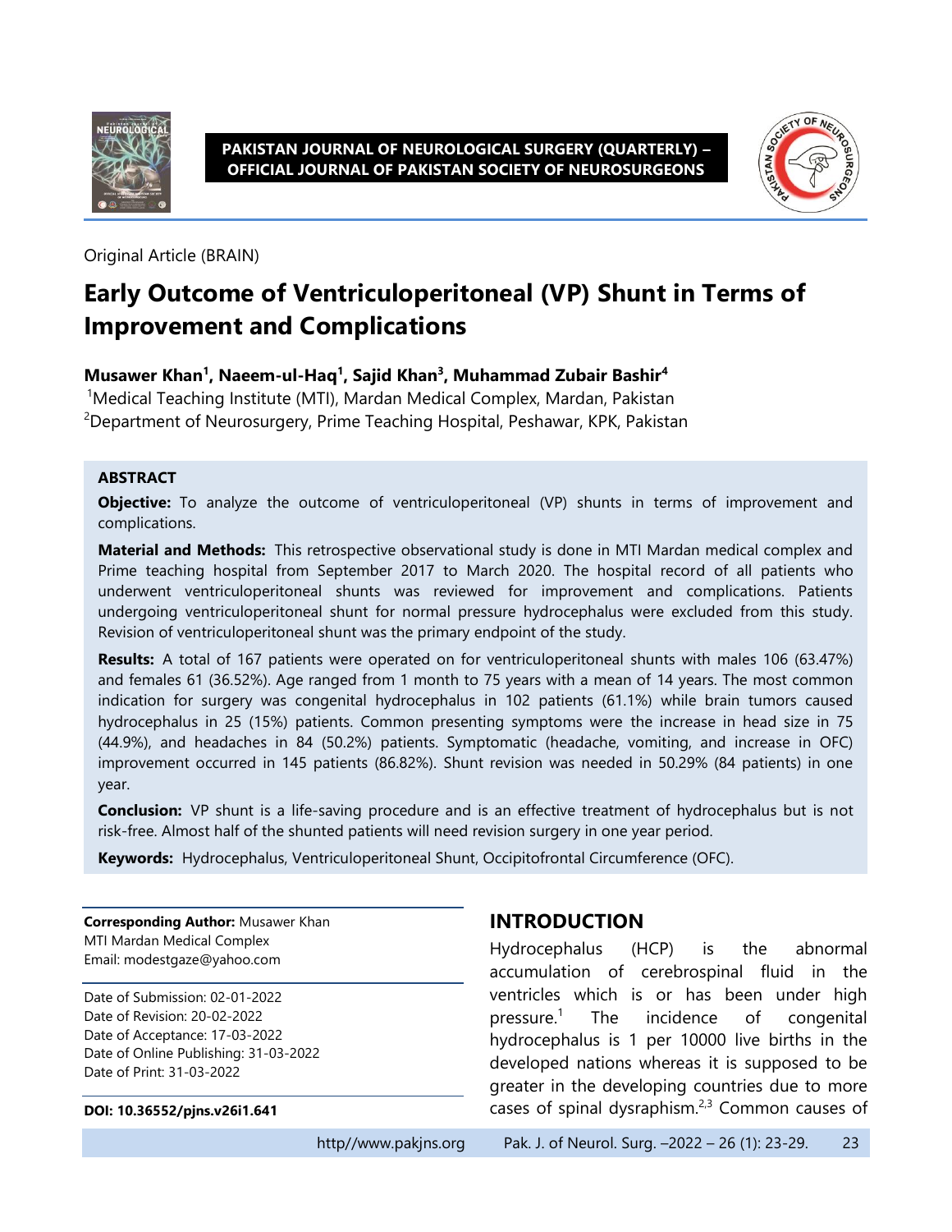Original Article (BRAIN)

# Early Outcome of Ventriculoperitoneal (VP) Shunt in Terms of Improvement and Complications

**Musawer Khan[1], Naeem-ul-Haq[1], Sajid Khan[3], Muhammad Zubair Bashir[4]**

[1]Medical Teaching Institute (MTI), Mardan Medical Complex, Mardan, Pakistan
[2]Department of Neurosurgery, Prime Teaching Hospital, Peshawar, KPK, Pakistan

### ABSTRACT

**Objective:** To analyze the outcome of ventriculoperitoneal (VP) shunts in terms of improvement and complications.

**Material and Methods:** This retrospective observational study is done in MTI Mardan medical complex and Prime teaching hospital from September 2017 to March 2020. The hospital record of all patients who underwent ventriculoperitoneal shunts was reviewed for improvement and complications. Patients undergoing ventriculoperitoneal shunt for normal pressure hydrocephalus were excluded from this study. Revision of ventriculoperitoneal shunt was the primary endpoint of the study.

**Results:** A total of 167 patients were operated on for ventriculoperitoneal shunts with males 106 (63.47%) and females 61 (36.52%). Age ranged from 1 month to 75 years with a mean of 14 years. The most common indication for surgery was congenital hydrocephalus in 102 patients (61.1%) while brain tumors caused hydrocephalus in 25 (15%) patients. Common presenting symptoms were the increase in head size in 75 (44.9%), and headaches in 84 (50.2%) patients. Symptomatic (headache, vomiting, and increase in OFC) improvement occurred in 145 patients (86.82%). Shunt revision was needed in 50.29% (84 patients) in one year.

**Conclusion:** VP shunt is a life-saving procedure and is an effective treatment of hydrocephalus but is not risk-free. Almost half of the shunted patients will need revision surgery in one year period.

**Keywords:** Hydrocephalus, Ventriculoperitoneal Shunt, Occipitofrontal Circumference (OFC).

**Corresponding Author:** Musawer Khan
MTI Mardan Medical Complex
Email: modestgaze@yahoo.com

Date of Submission: 02-01-2022
Date of Revision: 20-02-2022
Date of Acceptance: 17-03-2022
Date of Online Publishing: 31-03-2022
Date of Print: 31-03-2022

**DOI: 10.36552/pjns.v26i1.641**

## INTRODUCTION

Hydrocephalus (HCP) is the abnormal accumulation of cerebrospinal fluid in the ventricles which is or has been under high pressure.[1] The incidence of congenital hydrocephalus is 1 per 10000 live births in the developed nations whereas it is supposed to be greater in the developing countries due to more cases of spinal dysraphism.[2,3] Common causes of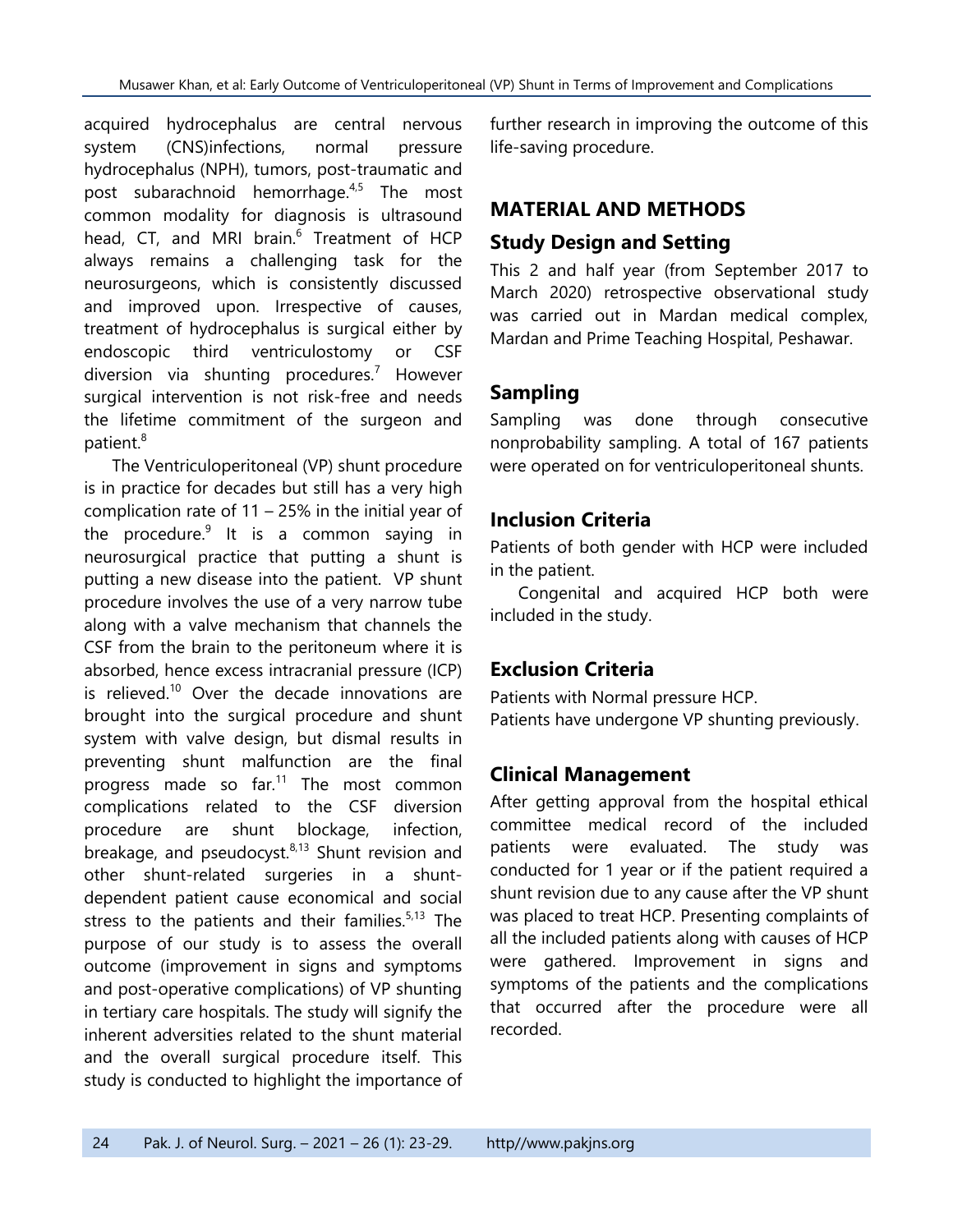acquired hydrocephalus are central nervous system (CNS)infections, normal pressure hydrocephalus (NPH), tumors, post-traumatic and post subarachnoid hemorrhage.[4,5] The most common modality for diagnosis is ultrasound head, CT, and MRI brain.[6] Treatment of HCP always remains a challenging task for the neurosurgeons, which is consistently discussed and improved upon. Irrespective of causes, treatment of hydrocephalus is surgical either by endoscopic third ventriculostomy or CSF diversion via shunting procedures.[7] However surgical intervention is not risk-free and needs the lifetime commitment of the surgeon and patient.[8]

The Ventriculoperitoneal (VP) shunt procedure is in practice for decades but still has a very high complication rate of 11 – 25% in the initial year of the procedure.[9] It is a common saying in neurosurgical practice that putting a shunt is putting a new disease into the patient. VP shunt procedure involves the use of a very narrow tube along with a valve mechanism that channels the CSF from the brain to the peritoneum where it is absorbed, hence excess intracranial pressure (ICP) is relieved.[10] Over the decade innovations are brought into the surgical procedure and shunt system with valve design, but dismal results in preventing shunt malfunction are the final progress made so far.[11] The most common complications related to the CSF diversion procedure are shunt blockage, infection, breakage, and pseudocyst.[8,13] Shunt revision and other shunt-related surgeries in a shunt-dependent patient cause economical and social stress to the patients and their families.[5,13] The purpose of our study is to assess the overall outcome (improvement in signs and symptoms and post-operative complications) of VP shunting in tertiary care hospitals. The study will signify the inherent adversities related to the shunt material and the overall surgical procedure itself. This study is conducted to highlight the importance of further research in improving the outcome of this life-saving procedure.

## MATERIAL AND METHODS

### Study Design and Setting

This 2 and half year (from September 2017 to March 2020) retrospective observational study was carried out in Mardan medical complex, Mardan and Prime Teaching Hospital, Peshawar.

### Sampling

Sampling was done through consecutive nonprobability sampling. A total of 167 patients were operated on for ventriculoperitoneal shunts.

### Inclusion Criteria

Patients of both gender with HCP were included in the patient.

Congenital and acquired HCP both were included in the study.

### Exclusion Criteria

Patients with Normal pressure HCP.
Patients have undergone VP shunting previously.

### Clinical Management

After getting approval from the hospital ethical committee medical record of the included patients were evaluated. The study was conducted for 1 year or if the patient required a shunt revision due to any cause after the VP shunt was placed to treat HCP. Presenting complaints of all the included patients along with causes of HCP were gathered. Improvement in signs and symptoms of the patients and the complications that occurred after the procedure were all recorded.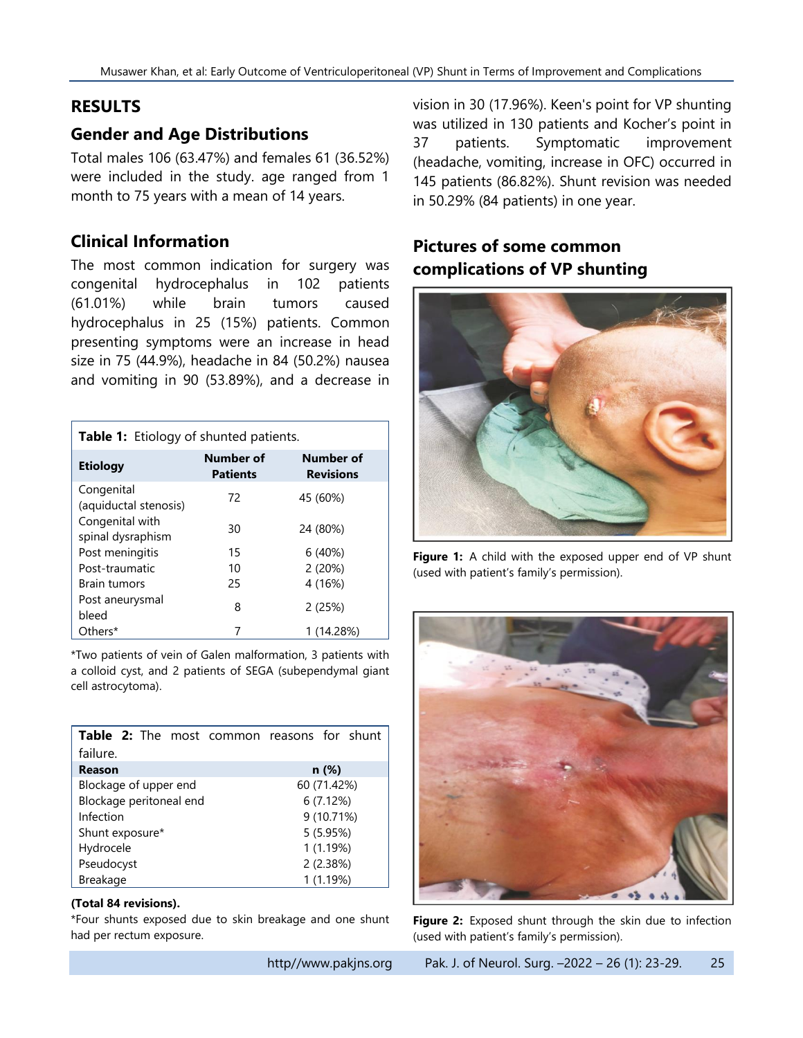## RESULTS

### Gender and Age Distributions

Total males 106 (63.47%) and females 61 (36.52%) were included in the study. age ranged from 1 month to 75 years with a mean of 14 years.

### Clinical Information

The most common indication for surgery was congenital hydrocephalus in 102 patients (61.01%) while brain tumors caused hydrocephalus in 25 (15%) patients. Common presenting symptoms were an increase in head size in 75 (44.9%), headache in 84 (50.2%) nausea and vomiting in 90 (53.89%), and a decrease in vision in 30 (17.96%). Keen's point for VP shunting was utilized in 130 patients and Kocher's point in 37 patients. Symptomatic improvement (headache, vomiting, increase in OFC) occurred in 145 patients (86.82%). Shunt revision was needed in 50.29% (84 patients) in one year.

**Table 1:** Etiology of shunted patients.

| Etiology | Number of Patients | Number of Revisions |
|---|---|---|
| Congenital (aquiductal stenosis) | 72 | 45 (60%) |
| Congenital with spinal dysraphism | 30 | 24 (80%) |
| Post meningitis | 15 | 6 (40%) |
| Post-traumatic | 10 | 2 (20%) |
| Brain tumors | 25 | 4 (16%) |
| Post aneurysmal bleed | 8 | 2 (25%) |
| Others* | 7 | 1 (14.28%) |

*Two patients of vein of Galen malformation, 3 patients with a colloid cyst, and 2 patients of SEGA (subependymal giant cell astrocytoma).

**Table 2:** The most common reasons for shunt failure.

| Reason | n (%) |
|---|---|
| Blockage of upper end | 60 (71.42%) |
| Blockage peritoneal end | 6 (7.12%) |
| Infection | 9 (10.71%) |
| Shunt exposure* | 5 (5.95%) |
| Hydrocele | 1 (1.19%) |
| Pseudocyst | 2 (2.38%) |
| Breakage | 1 (1.19%) |

**(Total 84 revisions).**

*Four shunts exposed due to skin breakage and one shunt had per rectum exposure.

### Pictures of some common complications of VP shunting

**Figure 1:** A child with the exposed upper end of VP shunt (used with patient's family's permission).

**Figure 2:** Exposed shunt through the skin due to infection (used with patient's family's permission).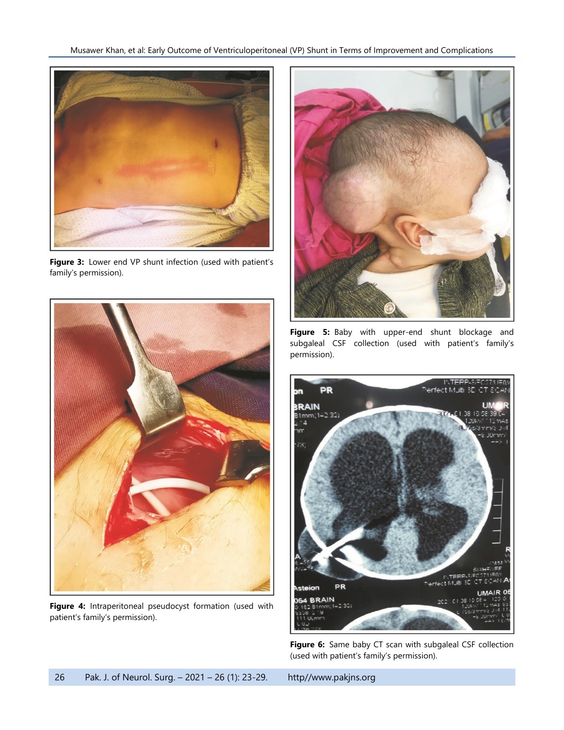Figure 3: Lower end VP shunt infection (used with patient's family's permission).

Figure 4: Intraperitoneal pseudocyst formation (used with patient's family's permission).

Figure 5: Baby with upper-end shunt blockage and subgaleal CSF collection (used with patient's family's permission).

Figure 6: Same baby CT scan with subgaleal CSF collection (used with patient's family's permission).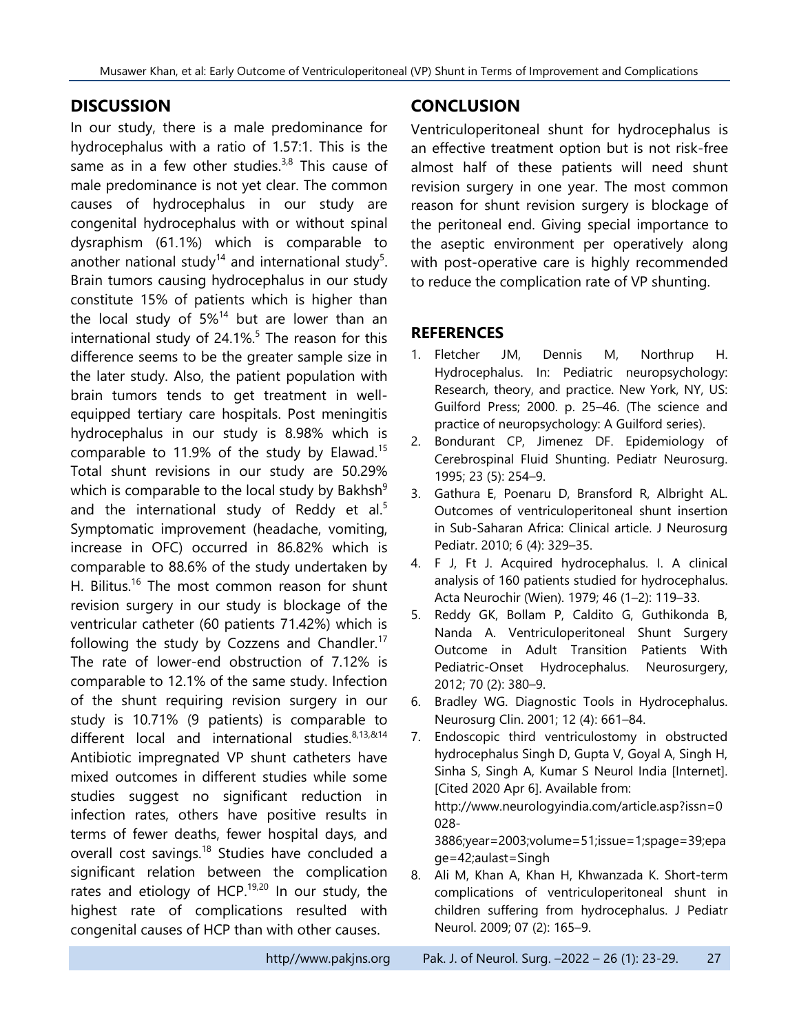## DISCUSSION

In our study, there is a male predominance for hydrocephalus with a ratio of 1.57:1. This is the same as in a few other studies.[3,8] This cause of male predominance is not yet clear. The common causes of hydrocephalus in our study are congenital hydrocephalus with or without spinal dysraphism (61.1%) which is comparable to another national study[14] and international study[5]. Brain tumors causing hydrocephalus in our study constitute 15% of patients which is higher than the local study of 5%[14] but are lower than an international study of 24.1%.[5] The reason for this difference seems to be the greater sample size in the later study. Also, the patient population with brain tumors tends to get treatment in well-equipped tertiary care hospitals. Post meningitis hydrocephalus in our study is 8.98% which is comparable to 11.9% of the study by Elawad.[15] Total shunt revisions in our study are 50.29% which is comparable to the local study by Bakhsh[9] and the international study of Reddy et al.[5] Symptomatic improvement (headache, vomiting, increase in OFC) occurred in 86.82% which is comparable to 88.6% of the study undertaken by H. Bilitus.[16] The most common reason for shunt revision surgery in our study is blockage of the ventricular catheter (60 patients 71.42%) which is following the study by Cozzens and Chandler.[17] The rate of lower-end obstruction of 7.12% is comparable to 12.1% of the same study. Infection of the shunt requiring revision surgery in our study is 10.71% (9 patients) is comparable to different local and international studies.[8,13,&14] Antibiotic impregnated VP shunt catheters have mixed outcomes in different studies while some studies suggest no significant reduction in infection rates, others have positive results in terms of fewer deaths, fewer hospital days, and overall cost savings.[18] Studies have concluded a significant relation between the complication rates and etiology of HCP.[19,20] In our study, the highest rate of complications resulted with congenital causes of HCP than with other causes.

## CONCLUSION

Ventriculoperitoneal shunt for hydrocephalus is an effective treatment option but is not risk-free almost half of these patients will need shunt revision surgery in one year. The most common reason for shunt revision surgery is blockage of the peritoneal end. Giving special importance to the aseptic environment per operatively along with post-operative care is highly recommended to reduce the complication rate of VP shunting.

## REFERENCES

1. Fletcher JM, Dennis M, Northrup H. Hydrocephalus. In: Pediatric neuropsychology: Research, theory, and practice. New York, NY, US: Guilford Press; 2000. p. 25–46. (The science and practice of neuropsychology: A Guilford series).
2. Bondurant CP, Jimenez DF. Epidemiology of Cerebrospinal Fluid Shunting. Pediatr Neurosurg. 1995; 23 (5): 254–9.
3. Gathura E, Poenaru D, Bransford R, Albright AL. Outcomes of ventriculoperitoneal shunt insertion in Sub-Saharan Africa: Clinical article. J Neurosurg Pediatr. 2010; 6 (4): 329–35.
4. F J, Ft J. Acquired hydrocephalus. I. A clinical analysis of 160 patients studied for hydrocephalus. Acta Neurochir (Wien). 1979; 46 (1–2): 119–33.
5. Reddy GK, Bollam P, Caldito G, Guthikonda B, Nanda A. Ventriculoperitoneal Shunt Surgery Outcome in Adult Transition Patients With Pediatric-Onset Hydrocephalus. Neurosurgery, 2012; 70 (2): 380–9.
6. Bradley WG. Diagnostic Tools in Hydrocephalus. Neurosurg Clin. 2001; 12 (4): 661–84.
7. Endoscopic third ventriculostomy in obstructed hydrocephalus Singh D, Gupta V, Goyal A, Singh H, Sinha S, Singh A, Kumar S Neurol India [Internet]. [Cited 2020 Apr 6]. Available from: http://www.neurologyindia.com/article.asp?issn=0028-3886;year=2003;volume=51;issue=1;spage=39;epage=42;aulast=Singh
8. Ali M, Khan A, Khan H, Khwanzada K. Short-term complications of ventriculoperitoneal shunt in children suffering from hydrocephalus. J Pediatr Neurol. 2009; 07 (2): 165–9.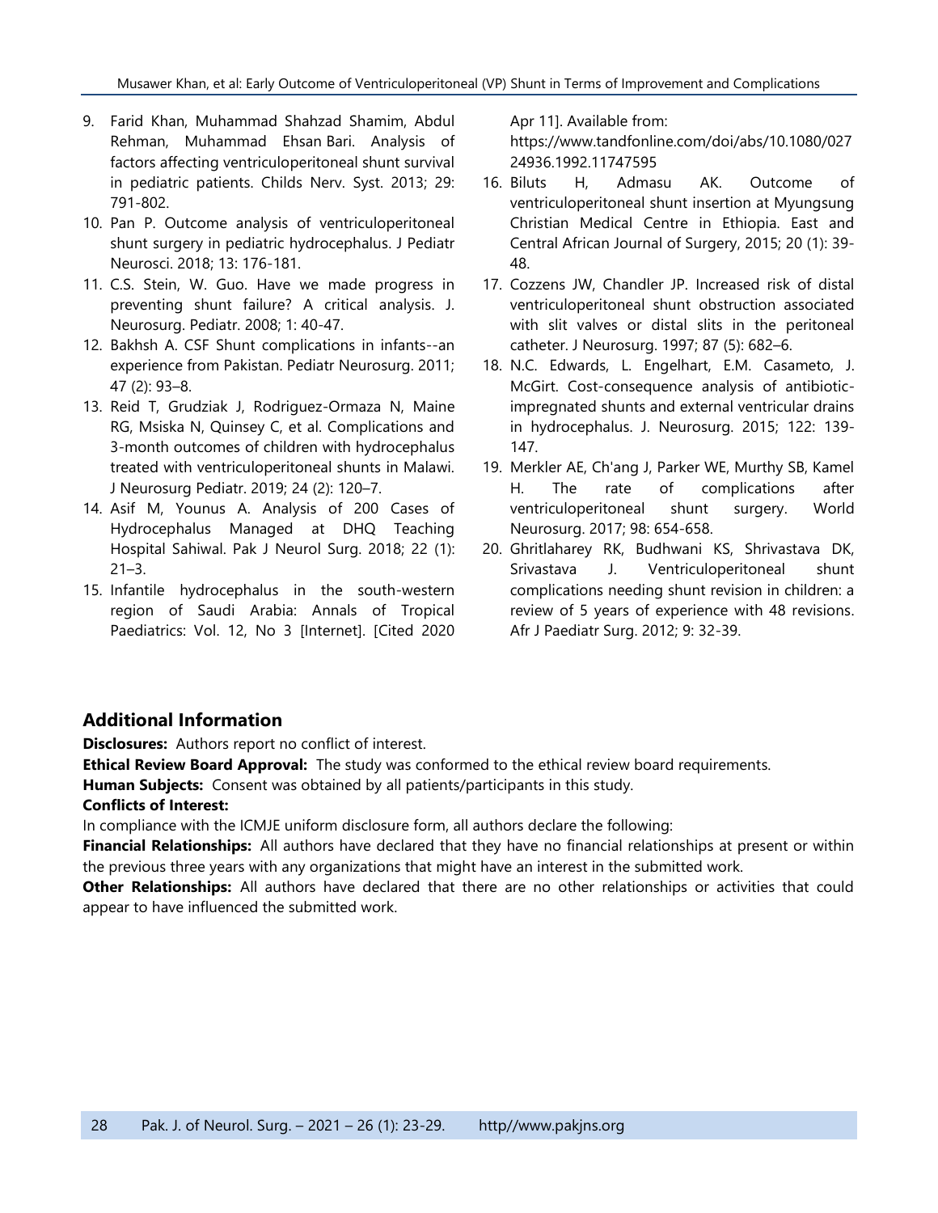9. Farid Khan, Muhammad Shahzad Shamim, Abdul Rehman, Muhammad Ehsan Bari. Analysis of factors affecting ventriculoperitoneal shunt survival in pediatric patients. Childs Nerv. Syst. 2013; 29: 791-802.
10. Pan P. Outcome analysis of ventriculoperitoneal shunt surgery in pediatric hydrocephalus. J Pediatr Neurosci. 2018; 13: 176-181.
11. C.S. Stein, W. Guo. Have we made progress in preventing shunt failure? A critical analysis. J. Neurosurg. Pediatr. 2008; 1: 40-47.
12. Bakhsh A. CSF Shunt complications in infants--an experience from Pakistan. Pediatr Neurosurg. 2011; 47 (2): 93–8.
13. Reid T, Grudziak J, Rodriguez-Ormaza N, Maine RG, Msiska N, Quinsey C, et al. Complications and 3-month outcomes of children with hydrocephalus treated with ventriculoperitoneal shunts in Malawi. J Neurosurg Pediatr. 2019; 24 (2): 120–7.
14. Asif M, Younus A. Analysis of 200 Cases of Hydrocephalus Managed at DHQ Teaching Hospital Sahiwal. Pak J Neurol Surg. 2018; 22 (1): 21–3.
15. Infantile hydrocephalus in the south-western region of Saudi Arabia: Annals of Tropical Paediatrics: Vol. 12, No 3 [Internet]. [Cited 2020 Apr 11]. Available from: https://www.tandfonline.com/doi/abs/10.1080/02724936.1992.11747595
16. Biluts H, Admasu AK. Outcome of ventriculoperitoneal shunt insertion at Myungsung Christian Medical Centre in Ethiopia. East and Central African Journal of Surgery, 2015; 20 (1): 39-48.
17. Cozzens JW, Chandler JP. Increased risk of distal ventriculoperitoneal shunt obstruction associated with slit valves or distal slits in the peritoneal catheter. J Neurosurg. 1997; 87 (5): 682–6.
18. N.C. Edwards, L. Engelhart, E.M. Casameto, J. McGirt. Cost-consequence analysis of antibiotic-impregnated shunts and external ventricular drains in hydrocephalus. J. Neurosurg. 2015; 122: 139-147.
19. Merkler AE, Ch'ang J, Parker WE, Murthy SB, Kamel H. The rate of complications after ventriculoperitoneal shunt surgery. World Neurosurg. 2017; 98: 654-658.
20. Ghritlaharey RK, Budhwani KS, Shrivastava DK, Srivastava J. Ventriculoperitoneal shunt complications needing shunt revision in children: a review of 5 years of experience with 48 revisions. Afr J Paediatr Surg. 2012; 9: 32-39.

## Additional Information

**Disclosures:** Authors report no conflict of interest.

**Ethical Review Board Approval:** The study was conformed to the ethical review board requirements.

**Human Subjects:** Consent was obtained by all patients/participants in this study.

**Conflicts of Interest:**

In compliance with the ICMJE uniform disclosure form, all authors declare the following:

**Financial Relationships:** All authors have declared that they have no financial relationships at present or within the previous three years with any organizations that might have an interest in the submitted work.

**Other Relationships:** All authors have declared that there are no other relationships or activities that could appear to have influenced the submitted work.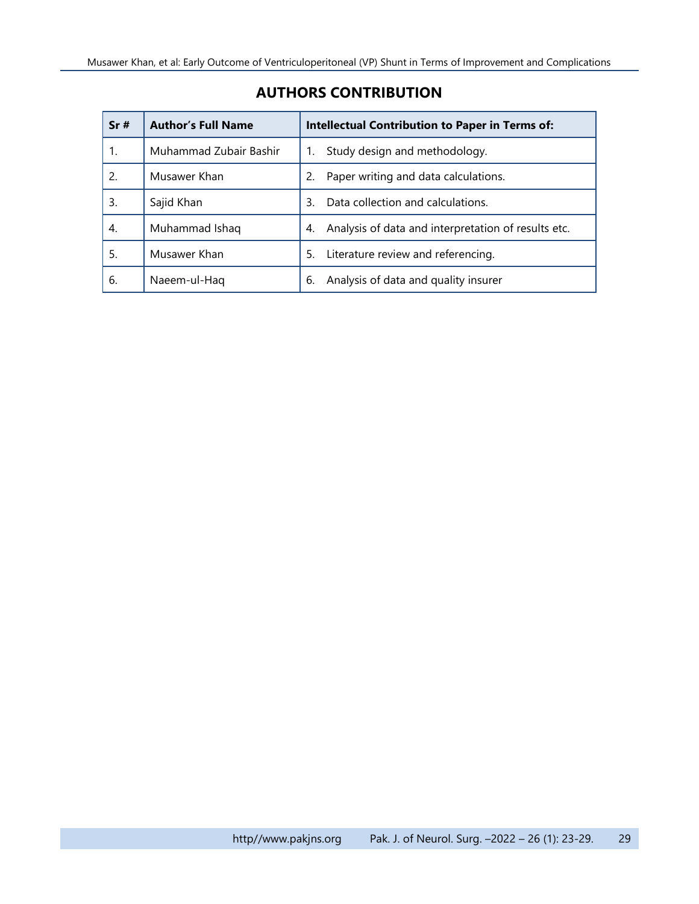## AUTHORS CONTRIBUTION

| Sr # | Author's Full Name | Intellectual Contribution to Paper in Terms of: |
|---|---|---|
| 1. | Muhammad Zubair Bashir | 1. Study design and methodology. |
| 2. | Musawer Khan | 2. Paper writing and data calculations. |
| 3. | Sajid Khan | 3. Data collection and calculations. |
| 4. | Muhammad Ishaq | 4. Analysis of data and interpretation of results etc. |
| 5. | Musawer Khan | 5. Literature review and referencing. |
| 6. | Naeem-ul-Haq | 6. Analysis of data and quality insurer |